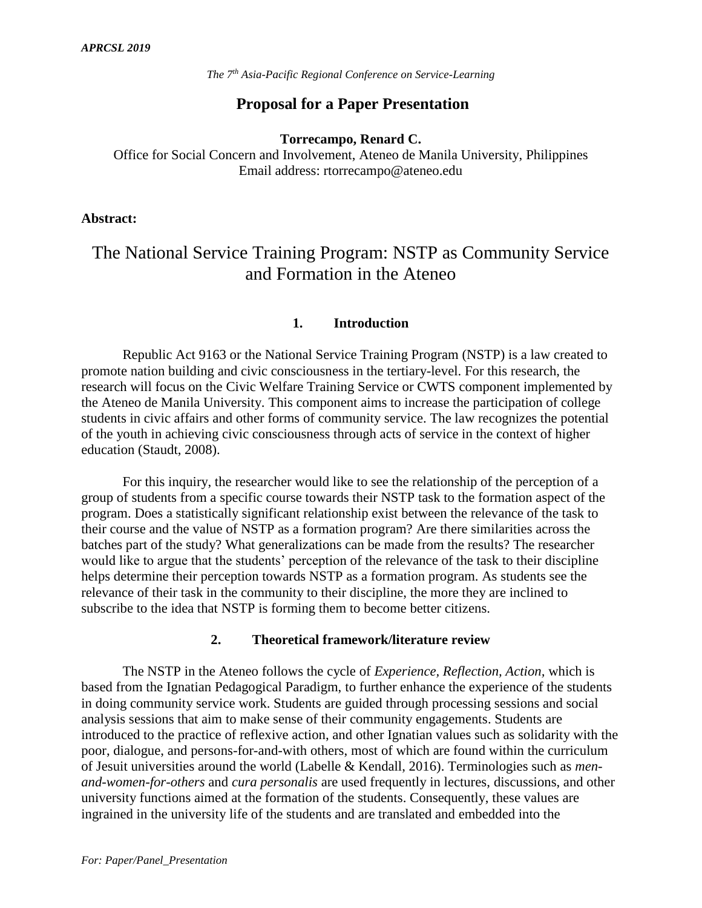The 7th Asia-Pacific Regional Conference on Service-Learning

# Proposal for a Paper Presentation

**Torrecampo, Renard C.**
Office for Social Concern and Involvement, Ateneo de Manila University, Philippines
Email address: rtorrecampo@ateneo.edu

**Abstract:**

## The National Service Training Program: NSTP as Community Service and Formation in the Ateneo

### 1. Introduction

Republic Act 9163 or the National Service Training Program (NSTP) is a law created to promote nation building and civic consciousness in the tertiary-level. For this research, the research will focus on the Civic Welfare Training Service or CWTS component implemented by the Ateneo de Manila University. This component aims to increase the participation of college students in civic affairs and other forms of community service. The law recognizes the potential of the youth in achieving civic consciousness through acts of service in the context of higher education (Staudt, 2008).

For this inquiry, the researcher would like to see the relationship of the perception of a group of students from a specific course towards their NSTP task to the formation aspect of the program. Does a statistically significant relationship exist between the relevance of the task to their course and the value of NSTP as a formation program? Are there similarities across the batches part of the study? What generalizations can be made from the results? The researcher would like to argue that the students' perception of the relevance of the task to their discipline helps determine their perception towards NSTP as a formation program. As students see the relevance of their task in the community to their discipline, the more they are inclined to subscribe to the idea that NSTP is forming them to become better citizens.

### 2. Theoretical framework/literature review

The NSTP in the Ateneo follows the cycle of *Experience, Reflection, Action,* which is based from the Ignatian Pedagogical Paradigm, to further enhance the experience of the students in doing community service work. Students are guided through processing sessions and social analysis sessions that aim to make sense of their community engagements. Students are introduced to the practice of reflexive action, and other Ignatian values such as solidarity with the poor, dialogue, and persons-for-and-with others, most of which are found within the curriculum of Jesuit universities around the world (Labelle & Kendall, 2016). Terminologies such as *men-and-women-for-others* and *cura personalis* are used frequently in lectures, discussions, and other university functions aimed at the formation of the students. Consequently, these values are ingrained in the university life of the students and are translated and embedded into the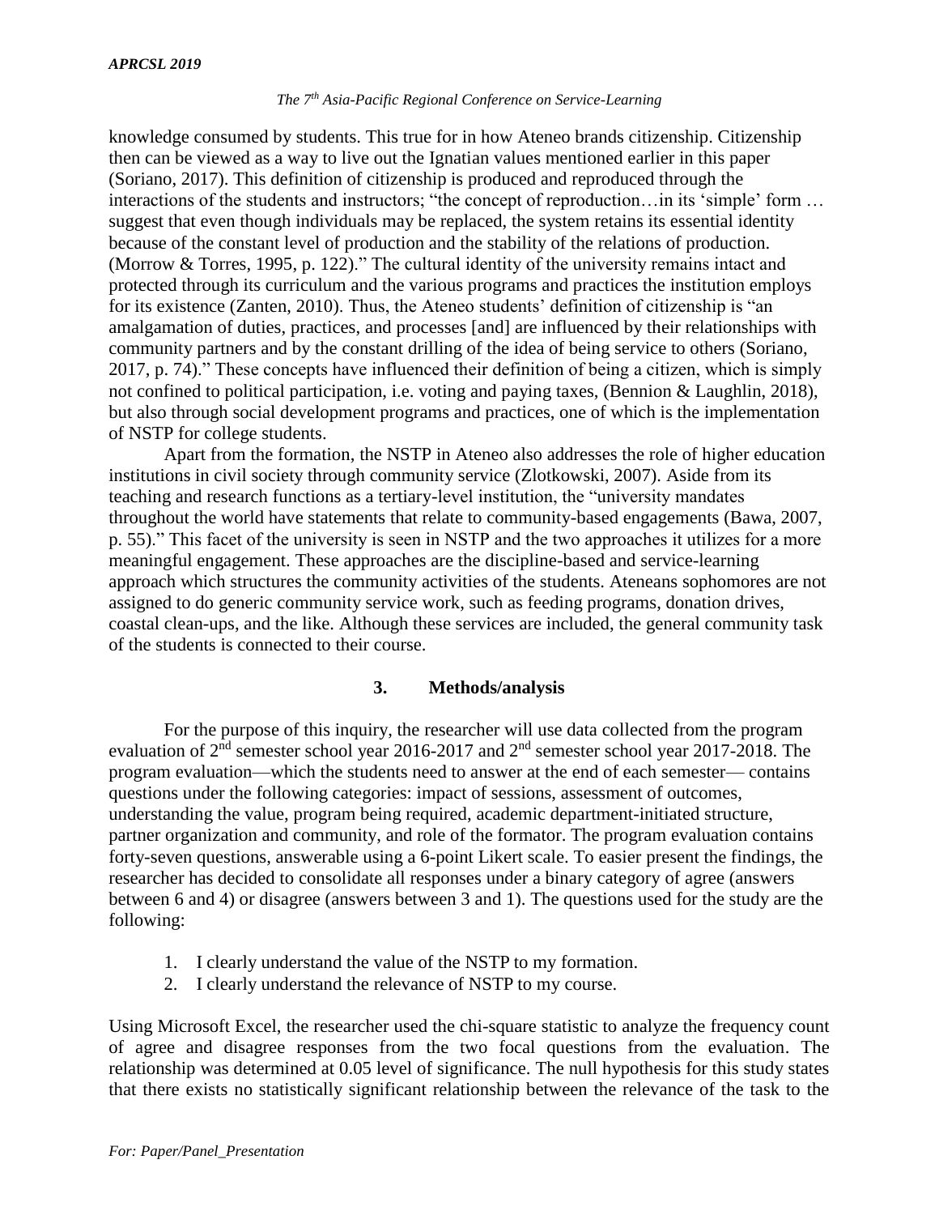knowledge consumed by students. This true for in how Ateneo brands citizenship. Citizenship then can be viewed as a way to live out the Ignatian values mentioned earlier in this paper (Soriano, 2017). This definition of citizenship is produced and reproduced through the interactions of the students and instructors; "the concept of reproduction…in its 'simple' form … suggest that even though individuals may be replaced, the system retains its essential identity because of the constant level of production and the stability of the relations of production. (Morrow & Torres, 1995, p. 122)." The cultural identity of the university remains intact and protected through its curriculum and the various programs and practices the institution employs for its existence (Zanten, 2010). Thus, the Ateneo students' definition of citizenship is "an amalgamation of duties, practices, and processes [and] are influenced by their relationships with community partners and by the constant drilling of the idea of being service to others (Soriano, 2017, p. 74)." These concepts have influenced their definition of being a citizen, which is simply not confined to political participation, i.e. voting and paying taxes, (Bennion & Laughlin, 2018), but also through social development programs and practices, one of which is the implementation of NSTP for college students.

Apart from the formation, the NSTP in Ateneo also addresses the role of higher education institutions in civil society through community service (Zlotkowski, 2007). Aside from its teaching and research functions as a tertiary-level institution, the "university mandates throughout the world have statements that relate to community-based engagements (Bawa, 2007, p. 55)." This facet of the university is seen in NSTP and the two approaches it utilizes for a more meaningful engagement. These approaches are the discipline-based and service-learning approach which structures the community activities of the students. Ateneans sophomores are not assigned to do generic community service work, such as feeding programs, donation drives, coastal clean-ups, and the like. Although these services are included, the general community task of the students is connected to their course.

## 3. Methods/analysis

For the purpose of this inquiry, the researcher will use data collected from the program evaluation of 2nd semester school year 2016-2017 and 2nd semester school year 2017-2018. The program evaluation—which the students need to answer at the end of each semester— contains questions under the following categories: impact of sessions, assessment of outcomes, understanding the value, program being required, academic department-initiated structure, partner organization and community, and role of the formator. The program evaluation contains forty-seven questions, answerable using a 6-point Likert scale. To easier present the findings, the researcher has decided to consolidate all responses under a binary category of agree (answers between 6 and 4) or disagree (answers between 3 and 1). The questions used for the study are the following:

1. I clearly understand the value of the NSTP to my formation.
2. I clearly understand the relevance of NSTP to my course.

Using Microsoft Excel, the researcher used the chi-square statistic to analyze the frequency count of agree and disagree responses from the two focal questions from the evaluation. The relationship was determined at 0.05 level of significance. The null hypothesis for this study states that there exists no statistically significant relationship between the relevance of the task to the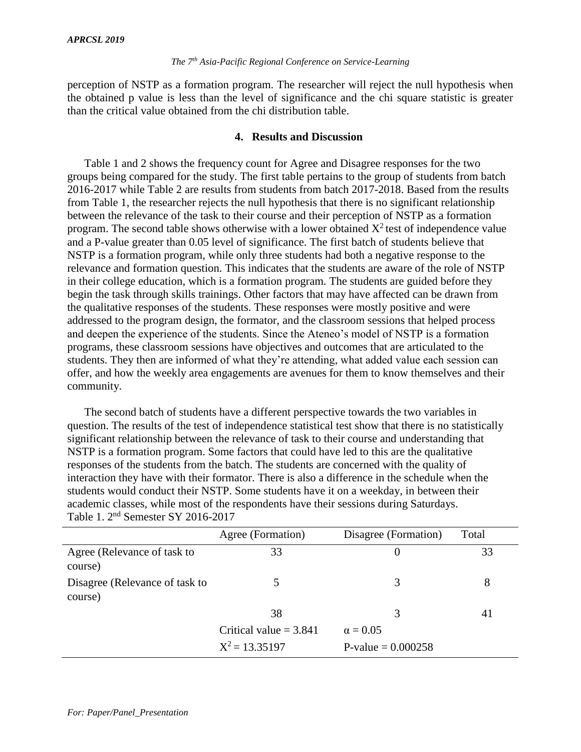perception of NSTP as a formation program. The researcher will reject the null hypothesis when the obtained p value is less than the level of significance and the chi square statistic is greater than the critical value obtained from the chi distribution table.

## 4. Results and Discussion

Table 1 and 2 shows the frequency count for Agree and Disagree responses for the two groups being compared for the study. The first table pertains to the group of students from batch 2016-2017 while Table 2 are results from students from batch 2017-2018. Based from the results from Table 1, the researcher rejects the null hypothesis that there is no significant relationship between the relevance of the task to their course and their perception of NSTP as a formation program. The second table shows otherwise with a lower obtained $X^2$ test of independence value and a P-value greater than 0.05 level of significance. The first batch of students believe that NSTP is a formation program, while only three students had both a negative response to the relevance and formation question. This indicates that the students are aware of the role of NSTP in their college education, which is a formation program. The students are guided before they begin the task through skills trainings. Other factors that may have affected can be drawn from the qualitative responses of the students. These responses were mostly positive and were addressed to the program design, the formator, and the classroom sessions that helped process and deepen the experience of the students. Since the Ateneo's model of NSTP is a formation programs, these classroom sessions have objectives and outcomes that are articulated to the students. They then are informed of what they're attending, what added value each session can offer, and how the weekly area engagements are avenues for them to know themselves and their community.

The second batch of students have a different perspective towards the two variables in question. The results of the test of independence statistical test show that there is no statistically significant relationship between the relevance of task to their course and understanding that NSTP is a formation program. Some factors that could have led to this are the qualitative responses of the students from the batch. The students are concerned with the quality of interaction they have with their formator. There is also a difference in the schedule when the students would conduct their NSTP. Some students have it on a weekday, in between their academic classes, while most of the respondents have their sessions during Saturdays.

Table 1. 2nd Semester SY 2016-2017

| | Agree (Formation) | Disagree (Formation) | Total |
|---|---|---|---|
| Agree (Relevance of task to course) | 33 | 0 | 33 |
| Disagree (Relevance of task to course) | 5 | 3 | 8 |
| | 38 | 3 | 41 |
| | Critical value = 3.841 | $\alpha = 0.05$ | |
| | $X^2 = 13.35197$ | P-value = 0.000258 | |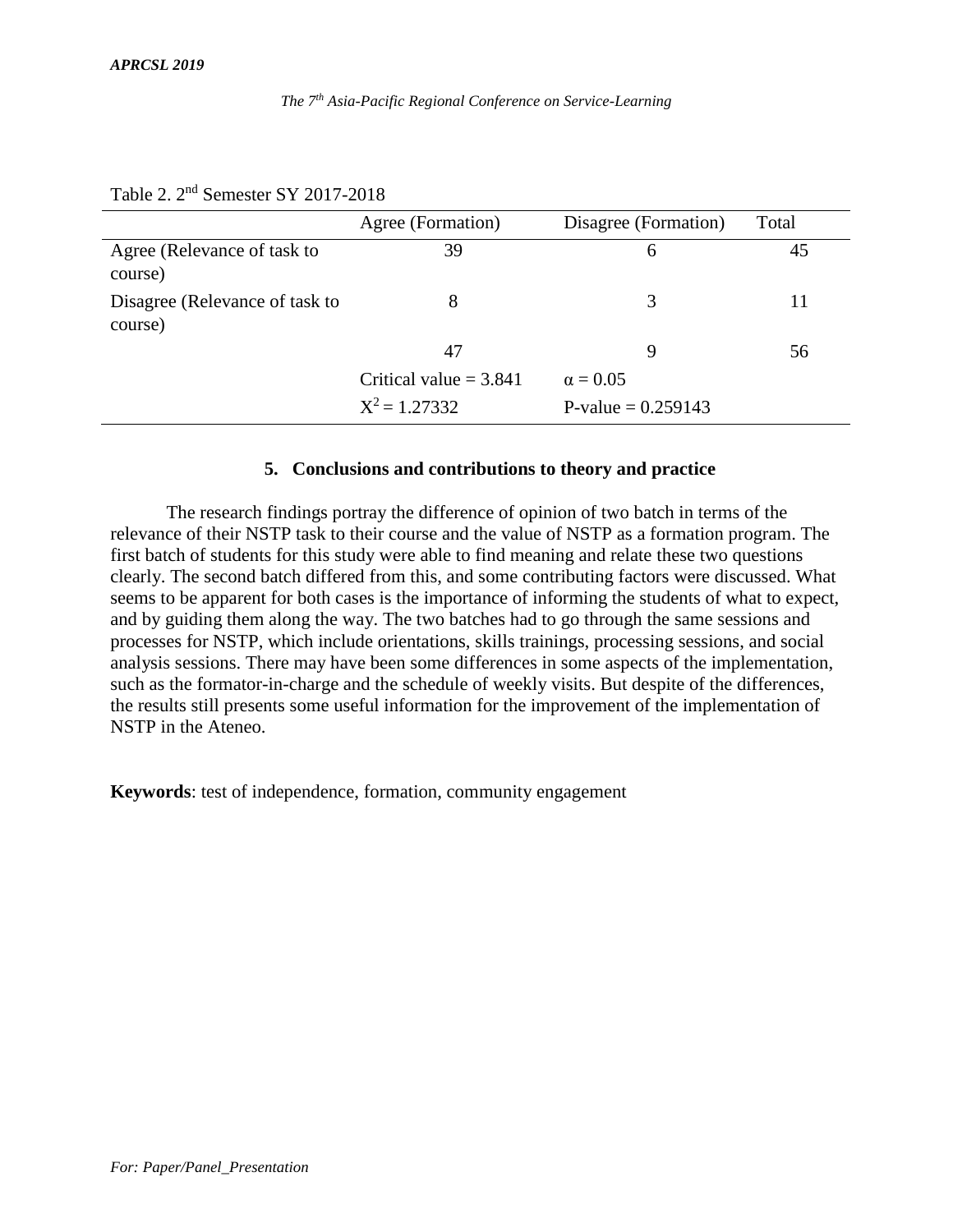Table 2. 2nd Semester SY 2017-2018

| | Agree (Formation) | Disagree (Formation) | Total |
| --- | --- | --- | --- |
| Agree (Relevance of task to course) | 39 | 6 | 45 |
| Disagree (Relevance of task to course) | 8 | 3 | 11 |
| | 47 | 9 | 56 |
| | Critical value = 3.841 | $\alpha = 0.05$ | |
| | $X^2 = 1.27332$ | P-value = 0.259143 | |

## 5. Conclusions and contributions to theory and practice

The research findings portray the difference of opinion of two batch in terms of the relevance of their NSTP task to their course and the value of NSTP as a formation program. The first batch of students for this study were able to find meaning and relate these two questions clearly. The second batch differed from this, and some contributing factors were discussed. What seems to be apparent for both cases is the importance of informing the students of what to expect, and by guiding them along the way. The two batches had to go through the same sessions and processes for NSTP, which include orientations, skills trainings, processing sessions, and social analysis sessions. There may have been some differences in some aspects of the implementation, such as the formator-in-charge and the schedule of weekly visits. But despite of the differences, the results still presents some useful information for the improvement of the implementation of NSTP in the Ateneo.

**Keywords**: test of independence, formation, community engagement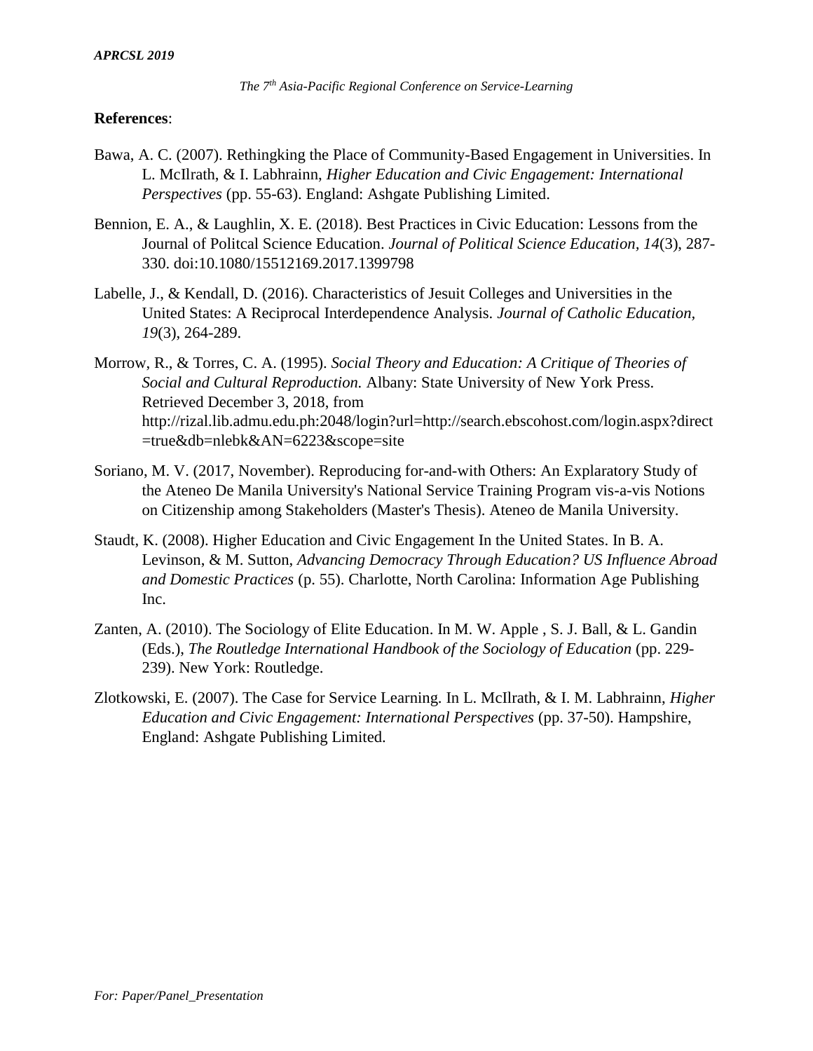**References**:

Bawa, A. C. (2007). Rethingking the Place of Community-Based Engagement in Universities. In L. McIlrath, & I. Labhrainn, *Higher Education and Civic Engagement: International Perspectives* (pp. 55-63). England: Ashgate Publishing Limited.

Bennion, E. A., & Laughlin, X. E. (2018). Best Practices in Civic Education: Lessons from the Journal of Politcal Science Education. *Journal of Political Science Education, 14*(3), 287-330. doi:10.1080/15512169.2017.1399798

Labelle, J., & Kendall, D. (2016). Characteristics of Jesuit Colleges and Universities in the United States: A Reciprocal Interdependence Analysis. *Journal of Catholic Education, 19*(3), 264-289.

Morrow, R., & Torres, C. A. (1995). *Social Theory and Education: A Critique of Theories of Social and Cultural Reproduction.* Albany: State University of New York Press. Retrieved December 3, 2018, from http://rizal.lib.admu.edu.ph:2048/login?url=http://search.ebscohost.com/login.aspx?direct=true&db=nlebk&AN=6223&scope=site

Soriano, M. V. (2017, November). Reproducing for-and-with Others: An Explaratory Study of the Ateneo De Manila University's National Service Training Program vis-a-vis Notions on Citizenship among Stakeholders (Master's Thesis). Ateneo de Manila University.

Staudt, K. (2008). Higher Education and Civic Engagement In the United States. In B. A. Levinson, & M. Sutton, *Advancing Democracy Through Education? US Influence Abroad and Domestic Practices* (p. 55). Charlotte, North Carolina: Information Age Publishing Inc.

Zanten, A. (2010). The Sociology of Elite Education. In M. W. Apple , S. J. Ball, & L. Gandin (Eds.), *The Routledge International Handbook of the Sociology of Education* (pp. 229-239). New York: Routledge.

Zlotkowski, E. (2007). The Case for Service Learning. In L. McIlrath, & I. M. Labhrainn, *Higher Education and Civic Engagement: International Perspectives* (pp. 37-50). Hampshire, England: Ashgate Publishing Limited.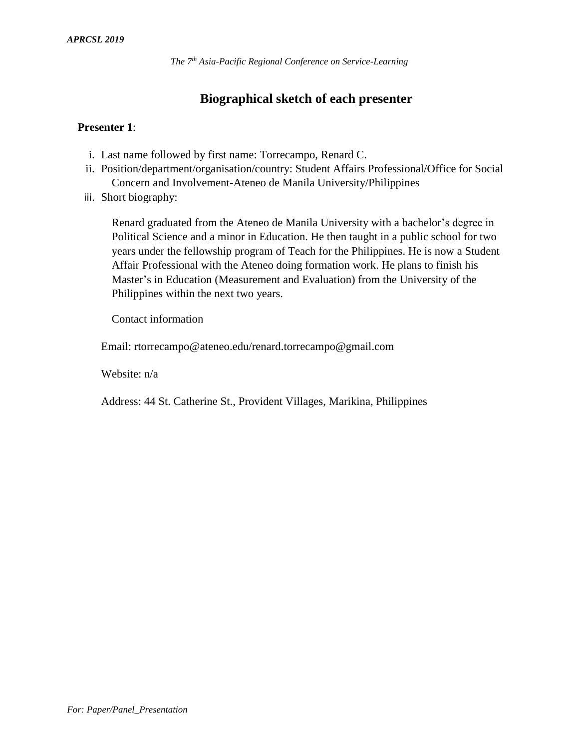## Biographical sketch of each presenter

**Presenter 1**:

i. Last name followed by first name: Torrecampo, Renard C.
ii. Position/department/organisation/country: Student Affairs Professional/Office for Social Concern and Involvement-Ateneo de Manila University/Philippines
iii. Short biography:

Renard graduated from the Ateneo de Manila University with a bachelor's degree in Political Science and a minor in Education. He then taught in a public school for two years under the fellowship program of Teach for the Philippines. He is now a Student Affair Professional with the Ateneo doing formation work. He plans to finish his Master's in Education (Measurement and Evaluation) from the University of the Philippines within the next two years.

Contact information

Email: rtorrecampo@ateneo.edu/renard.torrecampo@gmail.com

Website: n/a

Address: 44 St. Catherine St., Provident Villages, Marikina, Philippines